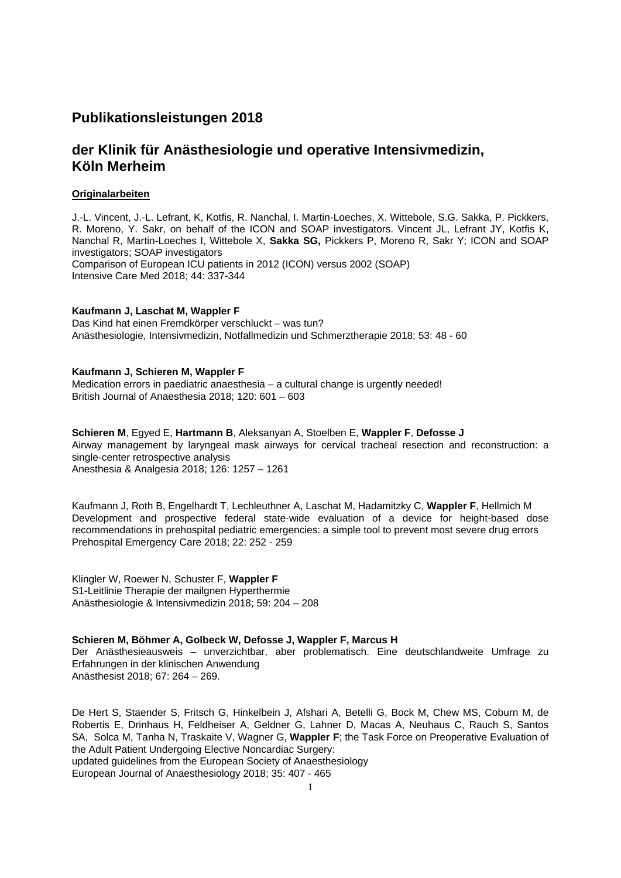## Publikationsleistungen 2018

## der Klinik für Anästhesiologie und operative Intensivmedizin, Köln Merheim

**Originalarbeiten**

J.-L. Vincent, J.-L. Lefrant, K, Kotfis, R. Nanchal, I. Martin-Loeches, X. Wittebole, S.G. Sakka, P. Pickkers, R. Moreno, Y. Sakr, on behalf of the ICON and SOAP investigators. Vincent JL, Lefrant JY, Kotfis K, Nanchal R, Martin-Loeches I, Wittebole X, **Sakka SG,** Pickkers P, Moreno R, Sakr Y; ICON and SOAP investigators; SOAP investigators
Comparison of European ICU patients in 2012 (ICON) versus 2002 (SOAP)
Intensive Care Med 2018; 44: 337-344

**Kaufmann J, Laschat M, Wappler F**
Das Kind hat einen Fremdkörper verschluckt – was tun?
Anästhesiologie, Intensivmedizin, Notfallmedizin und Schmerztherapie 2018; 53: 48 - 60

**Kaufmann J, Schieren M, Wappler F**
Medication errors in paediatric anaesthesia – a cultural change is urgently needed!
British Journal of Anaesthesia 2018; 120: 601 – 603

**Schieren M**, Egyed E, **Hartmann B**, Aleksanyan A, Stoelben E, **Wappler F**, **Defosse J**
Airway management by laryngeal mask airways for cervical tracheal resection and reconstruction: a single-center retrospective analysis
Anesthesia & Analgesia 2018; 126: 1257 – 1261

Kaufmann J, Roth B, Engelhardt T, Lechleuthner A, Laschat M, Hadamitzky C, **Wappler F**, Hellmich M
Development and prospective federal state-wide evaluation of a device for height-based dose recommendations in prehospital pediatric emergencies: a simple tool to prevent most severe drug errors
Prehospital Emergency Care 2018; 22: 252 - 259

Klingler W, Roewer N, Schuster F, **Wappler F**
S1-Leitlinie Therapie der mailgnen Hyperthermie
Anästhesiologie & Intensivmedizin 2018; 59: 204 – 208

**Schieren M, Böhmer A, Golbeck W, Defosse J, Wappler F, Marcus H**
Der Anästhesieausweis – unverzichtbar, aber problematisch. Eine deutschlandweite Umfrage zu Erfahrungen in der klinischen Anwendung
Anästhesist 2018; 67: 264 – 269.

De Hert S, Staender S, Fritsch G, Hinkelbein J, Afshari A, Betelli G, Bock M, Chew MS, Coburn M, de Robertis E, Drinhaus H, Feldheiser A, Geldner G, Lahner D, Macas A, Neuhaus C, Rauch S, Santos SA, Solca M, Tanha N, Traskaite V, Wagner G, **Wappler F**; the Task Force on Preoperative Evaluation of the Adult Patient Undergoing Elective Noncardiac Surgery:
updated guidelines from the European Society of Anaesthesiology
European Journal of Anaesthesiology 2018; 35: 407 - 465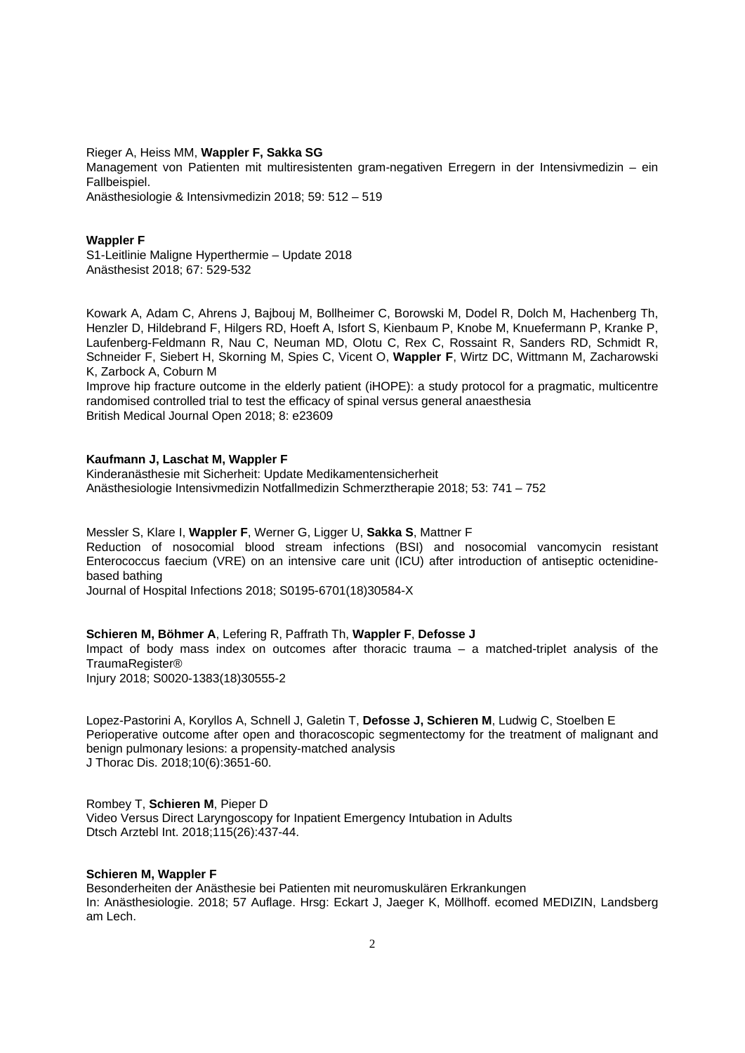Rieger A, Heiss MM, **Wappler F, Sakka SG**
Management von Patienten mit multiresistenten gram-negativen Erregern in der Intensivmedizin – ein Fallbeispiel.
Anästhesiologie & Intensivmedizin 2018; 59: 512 – 519

**Wappler F**
S1-Leitlinie Maligne Hyperthermie – Update 2018
Anästhesist 2018; 67: 529-532

Kowark A, Adam C, Ahrens J, Bajbouj M, Bollheimer C, Borowski M, Dodel R, Dolch M, Hachenberg Th, Henzler D, Hildebrand F, Hilgers RD, Hoeft A, Isfort S, Kienbaum P, Knobe M, Knuefermann P, Kranke P, Laufenberg-Feldmann R, Nau C, Neuman MD, Olotu C, Rex C, Rossaint R, Sanders RD, Schmidt R, Schneider F, Siebert H, Skorning M, Spies C, Vicent O, **Wappler F**, Wirtz DC, Wittmann M, Zacharowski K, Zarbock A, Coburn M
Improve hip fracture outcome in the elderly patient (iHOPE): a study protocol for a pragmatic, multicentre randomised controlled trial to test the efficacy of spinal versus general anaesthesia
British Medical Journal Open 2018; 8: e23609

**Kaufmann J, Laschat M, Wappler F**
Kinderanästhesie mit Sicherheit: Update Medikamentensicherheit
Anästhesiologie Intensivmedizin Notfallmedizin Schmerztherapie 2018; 53: 741 – 752

Messler S, Klare I, **Wappler F**, Werner G, Ligger U, **Sakka S**, Mattner F
Reduction of nosocomial blood stream infections (BSI) and nosocomial vancomycin resistant Enterococcus faecium (VRE) on an intensive care unit (ICU) after introduction of antiseptic octenidine-based bathing
Journal of Hospital Infections 2018; S0195-6701(18)30584-X

**Schieren M, Böhmer A**, Lefering R, Paffrath Th, **Wappler F**, **Defosse J**
Impact of body mass index on outcomes after thoracic trauma – a matched-triplet analysis of the TraumaRegister®
Injury 2018; S0020-1383(18)30555-2

Lopez-Pastorini A, Koryllos A, Schnell J, Galetin T, **Defosse J, Schieren M**, Ludwig C, Stoelben E
Perioperative outcome after open and thoracoscopic segmentectomy for the treatment of malignant and benign pulmonary lesions: a propensity-matched analysis
J Thorac Dis. 2018;10(6):3651-60.

Rombey T, **Schieren M**, Pieper D
Video Versus Direct Laryngoscopy for Inpatient Emergency Intubation in Adults
Dtsch Arztebl Int. 2018;115(26):437-44.

**Schieren M, Wappler F**
Besonderheiten der Anästhesie bei Patienten mit neuromuskulären Erkrankungen
In: Anästhesiologie. 2018; 57 Auflage. Hrsg: Eckart J, Jaeger K, Möllhoff. ecomed MEDIZIN, Landsberg am Lech.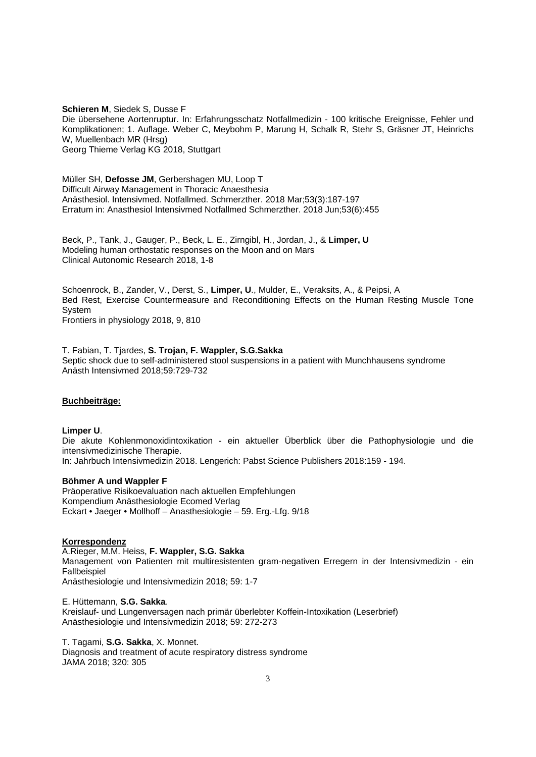**Schieren M**, Siedek S, Dusse F
Die übersehene Aortenruptur. In: Erfahrungsschatz Notfallmedizin - 100 kritische Ereignisse, Fehler und Komplikationen; 1. Auflage. Weber C, Meybohm P, Marung H, Schalk R, Stehr S, Gräsner JT, Heinrichs W, Muellenbach MR (Hrsg)
Georg Thieme Verlag KG 2018, Stuttgart

Müller SH, **Defosse JM**, Gerbershagen MU, Loop T
Difficult Airway Management in Thoracic Anaesthesia
Anästhesiol. Intensivmed. Notfallmed. Schmerzther. 2018 Mar;53(3):187-197
Erratum in: Anasthesiol Intensivmed Notfallmed Schmerzther. 2018 Jun;53(6):455

Beck, P., Tank, J., Gauger, P., Beck, L. E., Zirngibl, H., Jordan, J., & **Limper, U**
Modeling human orthostatic responses on the Moon and on Mars
Clinical Autonomic Research 2018, 1-8

Schoenrock, B., Zander, V., Derst, S., **Limper, U**., Mulder, E., Veraksits, A., & Peipsi, A
Bed Rest, Exercise Countermeasure and Reconditioning Effects on the Human Resting Muscle Tone System
Frontiers in physiology 2018, 9, 810

T. Fabian, T. Tjardes, **S. Trojan, F. Wappler, S.G.Sakka**
Septic shock due to self-administered stool suspensions in a patient with Munchhausens syndrome
Anästh Intensivmed 2018;59:729-732

**Buchbeiträge:**

**Limper U**.
Die akute Kohlenmonoxidintoxikation - ein aktueller Überblick über die Pathophysiologie und die intensivmedizinische Therapie.
In: Jahrbuch Intensivmedizin 2018. Lengerich: Pabst Science Publishers 2018:159 - 194.

**Böhmer A und Wappler F**
Präoperative Risikoevaluation nach aktuellen Empfehlungen
Kompendium Anästhesiologie Ecomed Verlag
Eckart • Jaeger • Mollhoff – Anasthesiologie – 59. Erg.-Lfg. 9/18

**Korrespondenz**

A.Rieger, M.M. Heiss, **F. Wappler, S.G. Sakka**
Management von Patienten mit multiresistenten gram-negativen Erregern in der Intensivmedizin - ein Fallbeispiel
Anästhesiologie und Intensivmedizin 2018; 59: 1-7

E. Hüttemann, **S.G. Sakka**.
Kreislauf- und Lungenversagen nach primär überlebter Koffein-Intoxikation (Leserbrief)
Anästhesiologie und Intensivmedizin 2018; 59: 272-273

T. Tagami, **S.G. Sakka**, X. Monnet.
Diagnosis and treatment of acute respiratory distress syndrome
JAMA 2018; 320: 305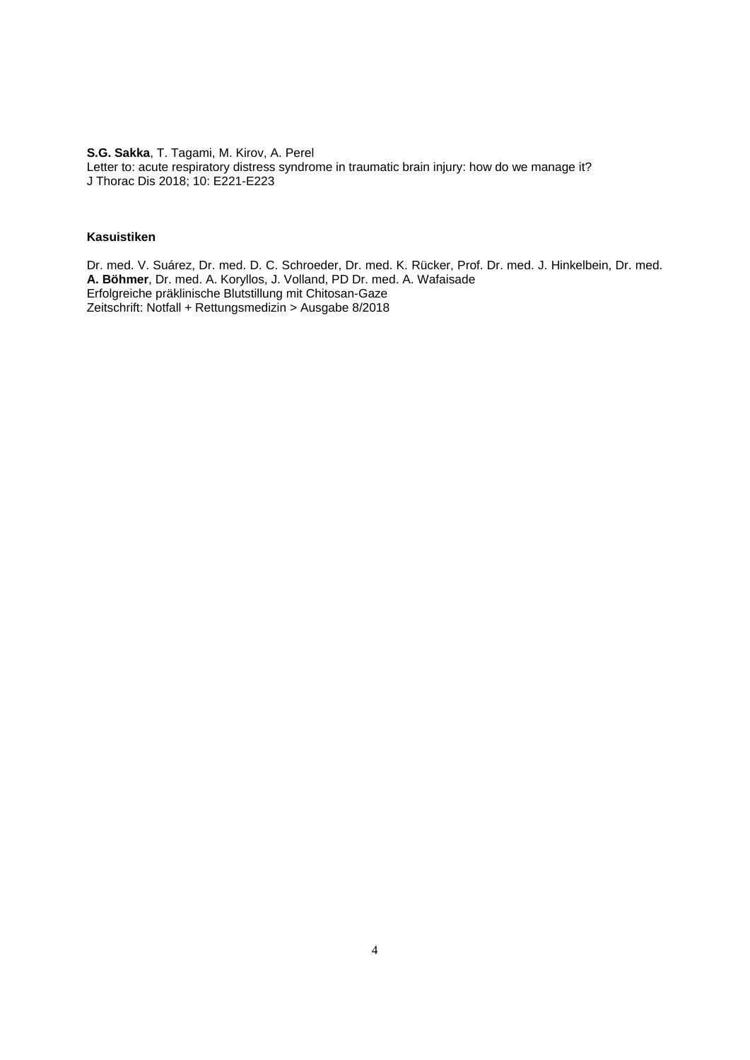**S.G. Sakka**, T. Tagami, M. Kirov, A. Perel
Letter to: acute respiratory distress syndrome in traumatic brain injury: how do we manage it?
J Thorac Dis 2018; 10: E221-E223

**Kasuistiken**

Dr. med. V. Suárez, Dr. med. D. C. Schroeder, Dr. med. K. Rücker, Prof. Dr. med. J. Hinkelbein, Dr. med. **A. Böhmer**, Dr. med. A. Koryllos, J. Volland, PD Dr. med. A. Wafaisade
Erfolgreiche präklinische Blutstillung mit Chitosan-Gaze
Zeitschrift: Notfall + Rettungsmedizin > Ausgabe 8/2018